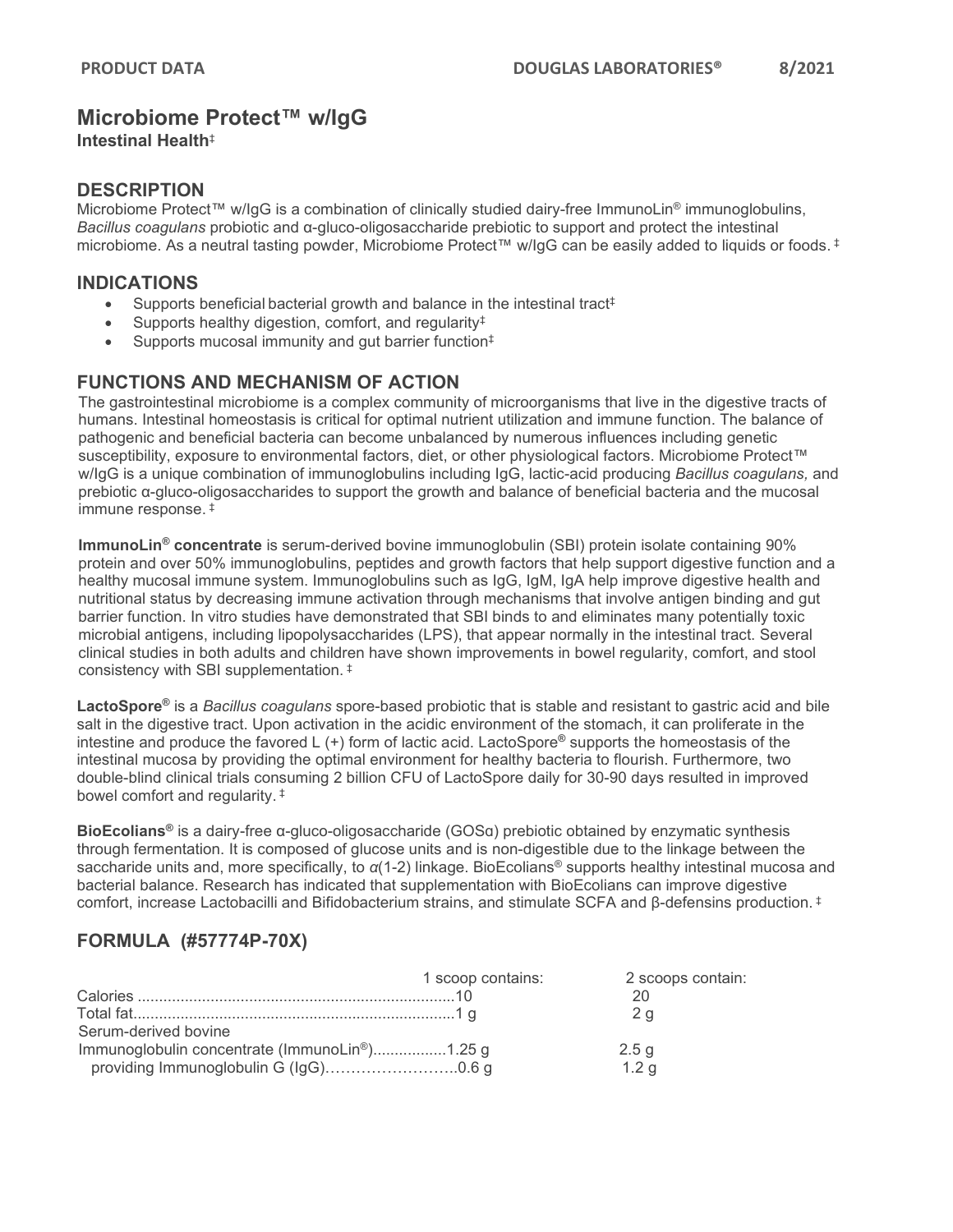# Microbiome Protect™ w/IgG

**Intestinal Health**‡

## DESCRIPTION

Microbiome Protect™ w/IgG is a combination of clinically studied dairy-free ImmunoLin® immunoglobulins, *Bacillus coagulans* probiotic and α-gluco-oligosaccharide prebiotic to support and protect the intestinal microbiome. As a neutral tasting powder, Microbiome Protect™ w/IgG can be easily added to liquids or foods. ‡

## INDICATIONS

- Supports beneficial bacterial growth and balance in the intestinal tract‡
- Supports healthy digestion, comfort, and regularity‡
- Supports mucosal immunity and gut barrier function‡

## FUNCTIONS AND MECHANISM OF ACTION

The gastrointestinal microbiome is a complex community of microorganisms that live in the digestive tracts of humans. Intestinal homeostasis is critical for optimal nutrient utilization and immune function. The balance of pathogenic and beneficial bacteria can become unbalanced by numerous influences including genetic susceptibility, exposure to environmental factors, diet, or other physiological factors. Microbiome Protect™ w/IgG is a unique combination of immunoglobulins including IgG, lactic-acid producing *Bacillus coagulans,* and prebiotic α-gluco-oligosaccharides to support the growth and balance of beneficial bacteria and the mucosal immune response. ‡

**ImmunoLin® concentrate** is serum-derived bovine immunoglobulin (SBI) protein isolate containing 90% protein and over 50% immunoglobulins, peptides and growth factors that help support digestive function and a healthy mucosal immune system. Immunoglobulins such as IgG, IgM, IgA help improve digestive health and nutritional status by decreasing immune activation through mechanisms that involve antigen binding and gut barrier function. In vitro studies have demonstrated that SBI binds to and eliminates many potentially toxic microbial antigens, including lipopolysaccharides (LPS), that appear normally in the intestinal tract. Several clinical studies in both adults and children have shown improvements in bowel regularity, comfort, and stool consistency with SBI supplementation. ‡

**LactoSpore®** is a *Bacillus coagulans* spore-based probiotic that is stable and resistant to gastric acid and bile salt in the digestive tract. Upon activation in the acidic environment of the stomach, it can proliferate in the intestine and produce the favored L (+) form of lactic acid. LactoSpore® supports the homeostasis of the intestinal mucosa by providing the optimal environment for healthy bacteria to flourish. Furthermore, two double-blind clinical trials consuming 2 billion CFU of LactoSpore daily for 30-90 days resulted in improved bowel comfort and regularity. ‡

**BioEcolians®** is a dairy-free α-gluco-oligosaccharide (GOSα) prebiotic obtained by enzymatic synthesis through fermentation. It is composed of glucose units and is non-digestible due to the linkage between the saccharide units and, more specifically, to *α*(1-2) linkage. BioEcolians® supports healthy intestinal mucosa and bacterial balance. Research has indicated that supplementation with BioEcolians can improve digestive comfort, increase Lactobacilli and Bifidobacterium strains, and stimulate SCFA and β-defensins production. ‡

## FORMULA (#57774P-70X)

| | 1 scoop contains: | 2 scoops contain: |
|---|---|---|
| Calories | 10 | 20 |
| Total fat | 1 g | 2 g |
| Serum-derived bovine Immunoglobulin concentrate (ImmunoLin®) | 1.25 g | 2.5 g |
| providing Immunoglobulin G (IgG) | 0.6 g | 1.2 g |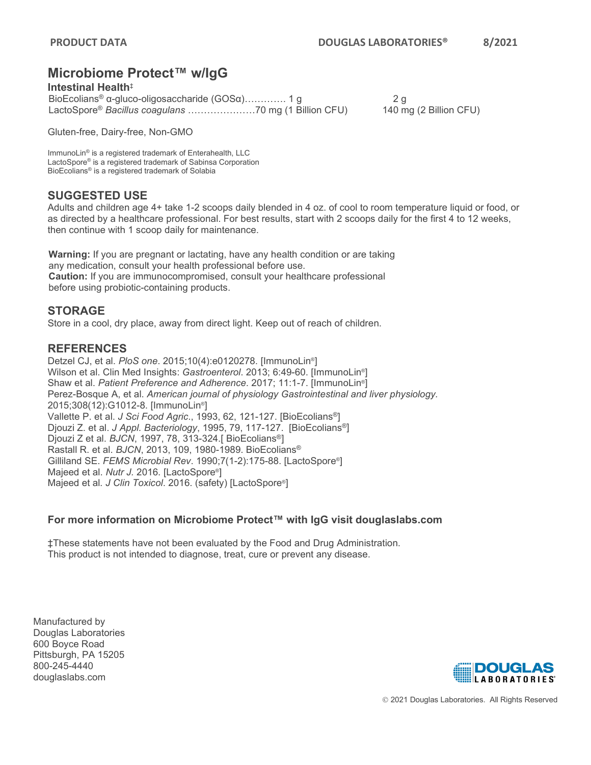# Microbome Protect™ w/IgG

**Intestinal Health‡**

| | | |
|---|---|---|
| BioEcolians® α-gluco-oligosaccharide (GOSα)………… | 1 g | 2 g |
| LactoSpore® *Bacillus coagulans* ………………… | 70 mg (1 Billion CFU) | 140 mg (2 Billion CFU) |

Gluten-free, Dairy-free, Non-GMO

ImmunoLin® is a registered trademark of Enterahealth, LLC
LactoSpore® is a registered trademark of Sabinsa Corporation
BioEcolians® is a registered trademark of Solabia

## SUGGESTED USE

Adults and children age 4+ take 1-2 scoops daily blended in 4 oz. of cool to room temperature liquid or food, or as directed by a healthcare professional. For best results, start with 2 scoops daily for the first 4 to 12 weeks, then continue with 1 scoop daily for maintenance.

**Warning:** If you are pregnant or lactating, have any health condition or are taking any medication, consult your health professional before use.
**Caution:** If you are immunocompromised, consult your healthcare professional before using probiotic-containing products.

## STORAGE

Store in a cool, dry place, away from direct light. Keep out of reach of children.

## REFERENCES

Detzel CJ, et al. *PloS one*. 2015;10(4):e0120278. [ImmunoLin®]
Wilson et al. Clin Med Insights: *Gastroenterol*. 2013; 6:49-60. [ImmunoLin®]
Shaw et al. *Patient Preference and Adherence*. 2017; 11:1-7. [ImmunoLin®]
Perez-Bosque A, et al. *American journal of physiology Gastrointestinal and liver physiology.* 2015;308(12):G1012-8. [ImmunoLin®]
Vallette P. et al. *J Sci Food Agric*., 1993, 62, 121-127. [BioEcolians®]
Djouzi Z. et al. *J Appl. Bacteriology*, 1995, 79, 117-127. [BioEcolians®]
Djouzi Z et al. *BJCN*, 1997, 78, 313-324.[ BioEcolians®]
Rastall R. et al. *BJCN*, 2013, 109, 1980-1989. BioEcolians®
Gilliland SE. *FEMS Microbial Rev*. 1990;7(1-2):175-88. [LactoSpore®]
Majeed et al. *Nutr J.* 2016. [LactoSpore®]
Majeed et al. *J Clin Toxicol*. 2016. (safety) [LactoSpore®]

**For more information on Microbiome Protect™ with IgG visit douglaslabs.com**

‡These statements have not been evaluated by the Food and Drug Administration.
This product is not intended to diagnose, treat, cure or prevent any disease.

Manufactured by
Douglas Laboratories
600 Boyce Road
Pittsburgh, PA 15205
800-245-4440
douglaslabs.com

© 2021 Douglas Laboratories. All Rights Reserved